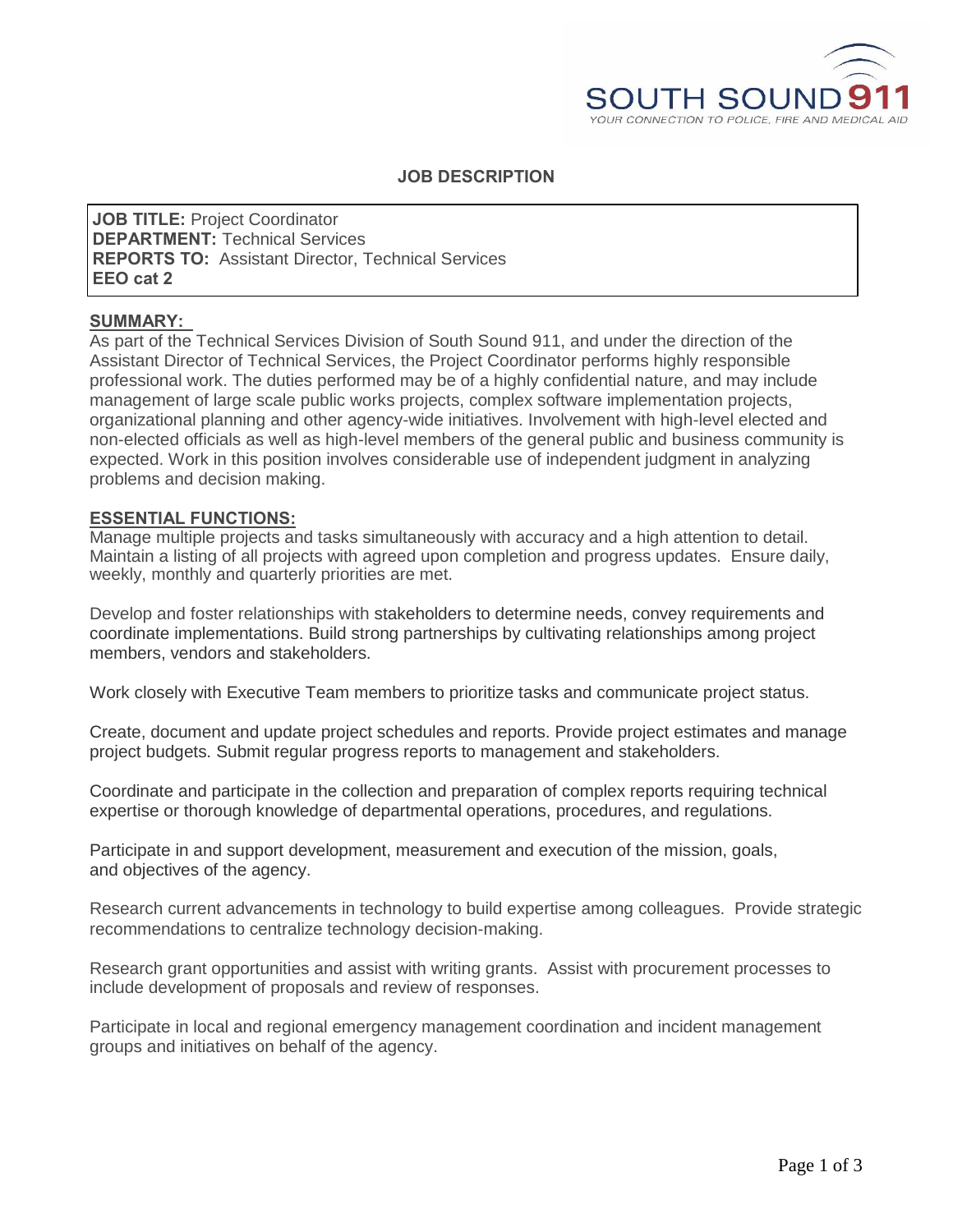SOUTH SOUND 911
YOUR CONNECTION TO POLICE, FIRE AND MEDICAL AID

# JOB DESCRIPTION

**JOB TITLE:** Project Coordinator
**DEPARTMENT:** Technical Services
**REPORTS TO:** Assistant Director, Technical Services
**EEO cat 2**

## SUMMARY:

As part of the Technical Services Division of South Sound 911, and under the direction of the Assistant Director of Technical Services, the Project Coordinator performs highly responsible professional work. The duties performed may be of a highly confidential nature, and may include management of large scale public works projects, complex software implementation projects, organizational planning and other agency-wide initiatives. Involvement with high-level elected and non-elected officials as well as high-level members of the general public and business community is expected. Work in this position involves considerable use of independent judgment in analyzing problems and decision making.

## ESSENTIAL FUNCTIONS:

Manage multiple projects and tasks simultaneously with accuracy and a high attention to detail. Maintain a listing of all projects with agreed upon completion and progress updates. Ensure daily, weekly, monthly and quarterly priorities are met.

Develop and foster relationships with stakeholders to determine needs, convey requirements and coordinate implementations. Build strong partnerships by cultivating relationships among project members, vendors and stakeholders.

Work closely with Executive Team members to prioritize tasks and communicate project status.

Create, document and update project schedules and reports. Provide project estimates and manage project budgets. Submit regular progress reports to management and stakeholders.

Coordinate and participate in the collection and preparation of complex reports requiring technical expertise or thorough knowledge of departmental operations, procedures, and regulations.

Participate in and support development, measurement and execution of the mission, goals, and objectives of the agency.

Research current advancements in technology to build expertise among colleagues. Provide strategic recommendations to centralize technology decision-making.

Research grant opportunities and assist with writing grants. Assist with procurement processes to include development of proposals and review of responses.

Participate in local and regional emergency management coordination and incident management groups and initiatives on behalf of the agency.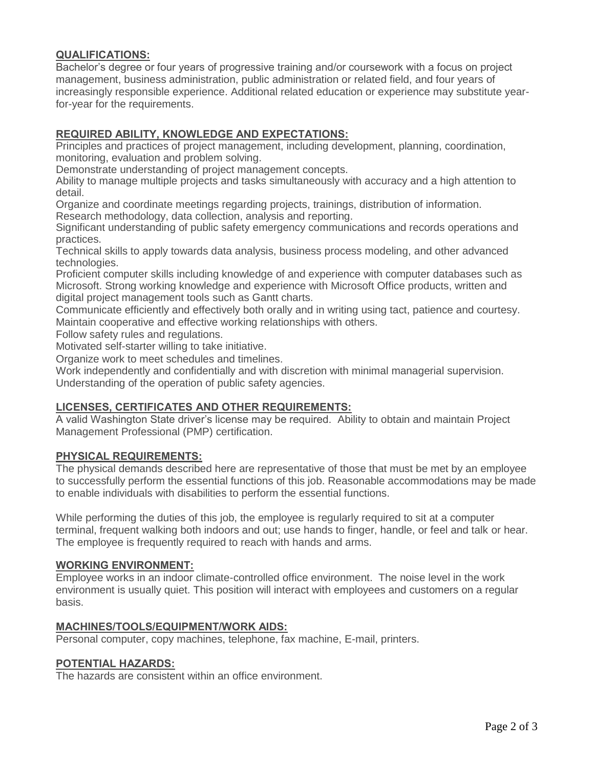## QUALIFICATIONS:

Bachelor's degree or four years of progressive training and/or coursework with a focus on project management, business administration, public administration or related field, and four years of increasingly responsible experience. Additional related education or experience may substitute year-for-year for the requirements.

## REQUIRED ABILITY, KNOWLEDGE AND EXPECTATIONS:

Principles and practices of project management, including development, planning, coordination, monitoring, evaluation and problem solving.
Demonstrate understanding of project management concepts.
Ability to manage multiple projects and tasks simultaneously with accuracy and a high attention to detail.
Organize and coordinate meetings regarding projects, trainings, distribution of information.
Research methodology, data collection, analysis and reporting.
Significant understanding of public safety emergency communications and records operations and practices.
Technical skills to apply towards data analysis, business process modeling, and other advanced technologies.
Proficient computer skills including knowledge of and experience with computer databases such as Microsoft. Strong working knowledge and experience with Microsoft Office products, written and digital project management tools such as Gantt charts.
Communicate efficiently and effectively both orally and in writing using tact, patience and courtesy.
Maintain cooperative and effective working relationships with others.
Follow safety rules and regulations.
Motivated self-starter willing to take initiative.
Organize work to meet schedules and timelines.
Work independently and confidentially and with discretion with minimal managerial supervision.
Understanding of the operation of public safety agencies.

## LICENSES, CERTIFICATES AND OTHER REQUIREMENTS:

A valid Washington State driver's license may be required. Ability to obtain and maintain Project Management Professional (PMP) certification.

## PHYSICAL REQUIREMENTS:

The physical demands described here are representative of those that must be met by an employee to successfully perform the essential functions of this job. Reasonable accommodations may be made to enable individuals with disabilities to perform the essential functions.

While performing the duties of this job, the employee is regularly required to sit at a computer terminal, frequent walking both indoors and out; use hands to finger, handle, or feel and talk or hear. The employee is frequently required to reach with hands and arms.

## WORKING ENVIRONMENT:

Employee works in an indoor climate-controlled office environment. The noise level in the work environment is usually quiet. This position will interact with employees and customers on a regular basis.

## MACHINES/TOOLS/EQUIPMENT/WORK AIDS:

Personal computer, copy machines, telephone, fax machine, E-mail, printers.

## POTENTIAL HAZARDS:

The hazards are consistent within an office environment.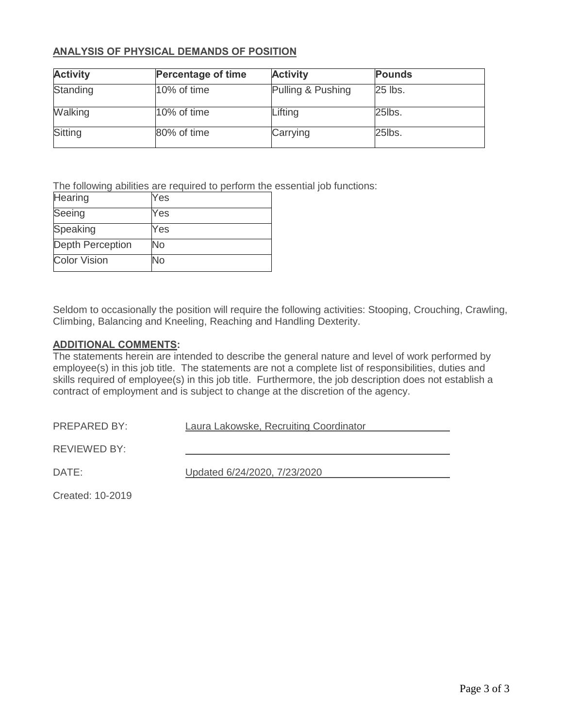## ANALYSIS OF PHYSICAL DEMANDS OF POSITION

| Activity | Percentage of time | Activity | Pounds |
|---|---|---|---|
| Standing | 10% of time | Pulling & Pushing | 25 lbs. |
| Walking | 10% of time | Lifting | 25lbs. |
| Sitting | 80% of time | Carrying | 25lbs. |

The following abilities are required to perform the essential job functions:

| | |
|---|---|
| Hearing | Yes |
| Seeing | Yes |
| Speaking | Yes |
| Depth Perception | No |
| Color Vision | No |

Seldom to occasionally the position will require the following activities: Stooping, Crouching, Crawling, Climbing, Balancing and Kneeling, Reaching and Handling Dexterity.

**ADDITIONAL COMMENTS:**

The statements herein are intended to describe the general nature and level of work performed by employee(s) in this job title. The statements are not a complete list of responsibilities, duties and skills required of employee(s) in this job title. Furthermore, the job description does not establish a contract of employment and is subject to change at the discretion of the agency.

PREPARED BY: Laura Lakowske, Recruiting Coordinator

REVIEWED BY: ______________________

DATE: Updated 6/24/2020, 7/23/2020

Created: 10-2019